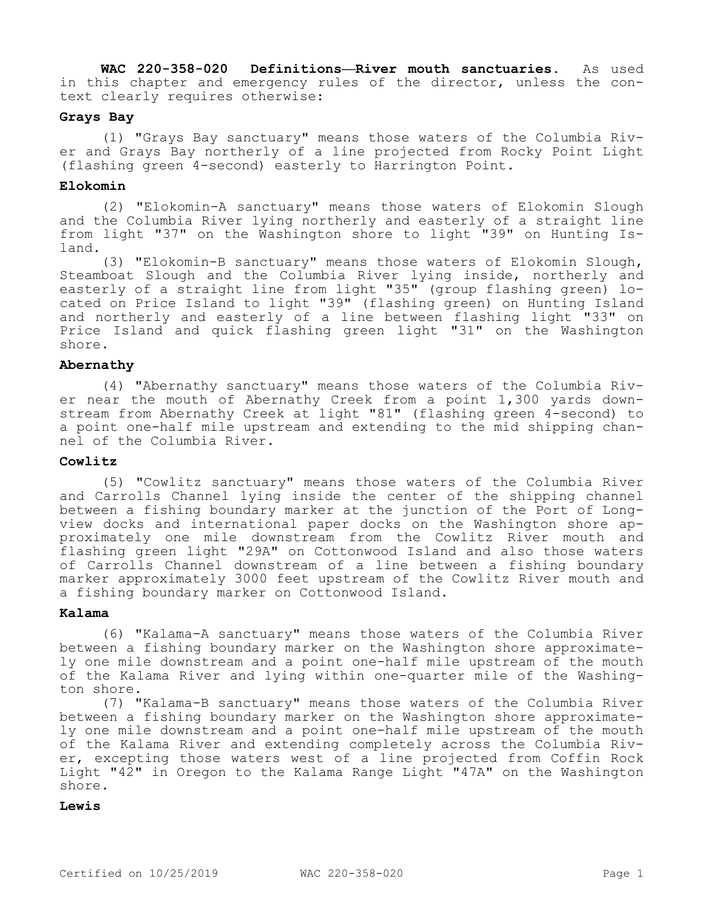**WAC 220-358-020 Definitions—River mouth sanctuaries.** As used in this chapter and emergency rules of the director, unless the context clearly requires otherwise:

### Grays Bay

(1) "Grays Bay sanctuary" means those waters of the Columbia River and Grays Bay northerly of a line projected from Rocky Point Light (flashing green 4-second) easterly to Harrington Point.

### Elokomin

(2) "Elokomin-A sanctuary" means those waters of Elokomin Slough and the Columbia River lying northerly and easterly of a straight line from light "37" on the Washington shore to light "39" on Hunting Island.

(3) "Elokomin-B sanctuary" means those waters of Elokomin Slough, Steamboat Slough and the Columbia River lying inside, northerly and easterly of a straight line from light "35" (group flashing green) located on Price Island to light "39" (flashing green) on Hunting Island and northerly and easterly of a line between flashing light "33" on Price Island and quick flashing green light "31" on the Washington shore.

### Abernathy

(4) "Abernathy sanctuary" means those waters of the Columbia River near the mouth of Abernathy Creek from a point 1,300 yards downstream from Abernathy Creek at light "81" (flashing green 4-second) to a point one-half mile upstream and extending to the mid shipping channel of the Columbia River.

### Cowlitz

(5) "Cowlitz sanctuary" means those waters of the Columbia River and Carrolls Channel lying inside the center of the shipping channel between a fishing boundary marker at the junction of the Port of Longview docks and international paper docks on the Washington shore approximately one mile downstream from the Cowlitz River mouth and flashing green light "29A" on Cottonwood Island and also those waters of Carrolls Channel downstream of a line between a fishing boundary marker approximately 3000 feet upstream of the Cowlitz River mouth and a fishing boundary marker on Cottonwood Island.

### Kalama

(6) "Kalama-A sanctuary" means those waters of the Columbia River between a fishing boundary marker on the Washington shore approximately one mile downstream and a point one-half mile upstream of the mouth of the Kalama River and lying within one-quarter mile of the Washington shore.

(7) "Kalama-B sanctuary" means those waters of the Columbia River between a fishing boundary marker on the Washington shore approximately one mile downstream and a point one-half mile upstream of the mouth of the Kalama River and extending completely across the Columbia River, excepting those waters west of a line projected from Coffin Rock Light "42" in Oregon to the Kalama Range Light "47A" on the Washington shore.

### Lewis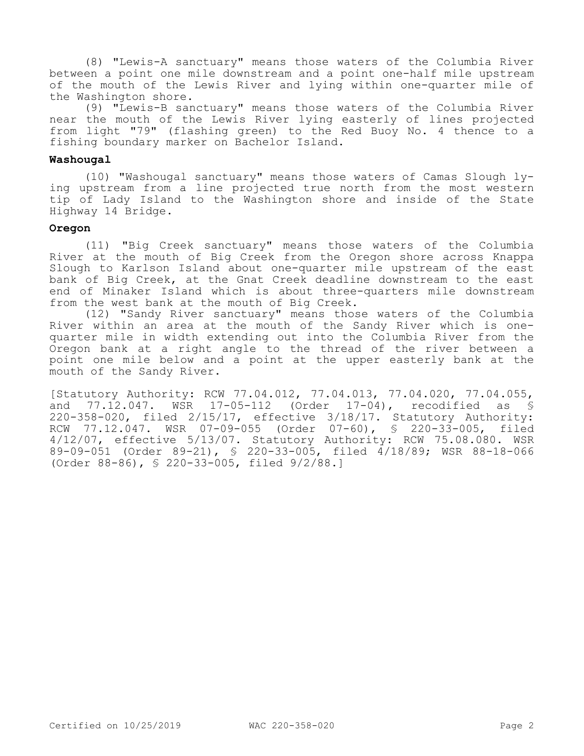(8) "Lewis-A sanctuary" means those waters of the Columbia River between a point one mile downstream and a point one-half mile upstream of the mouth of the Lewis River and lying within one-quarter mile of the Washington shore.

(9) "Lewis-B sanctuary" means those waters of the Columbia River near the mouth of the Lewis River lying easterly of lines projected from light "79" (flashing green) to the Red Buoy No. 4 thence to a fishing boundary marker on Bachelor Island.

**Washougal**

(10) "Washougal sanctuary" means those waters of Camas Slough lying upstream from a line projected true north from the most western tip of Lady Island to the Washington shore and inside of the State Highway 14 Bridge.

**Oregon**

(11) "Big Creek sanctuary" means those waters of the Columbia River at the mouth of Big Creek from the Oregon shore across Knappa Slough to Karlson Island about one-quarter mile upstream of the east bank of Big Creek, at the Gnat Creek deadline downstream to the east end of Minaker Island which is about three-quarters mile downstream from the west bank at the mouth of Big Creek.

(12) "Sandy River sanctuary" means those waters of the Columbia River within an area at the mouth of the Sandy River which is one-quarter mile in width extending out into the Columbia River from the Oregon bank at a right angle to the thread of the river between a point one mile below and a point at the upper easterly bank at the mouth of the Sandy River.

[Statutory Authority: RCW 77.04.012, 77.04.013, 77.04.020, 77.04.055, and 77.12.047. WSR 17-05-112 (Order 17-04), recodified as § 220-358-020, filed 2/15/17, effective 3/18/17. Statutory Authority: RCW 77.12.047. WSR 07-09-055 (Order 07-60), § 220-33-005, filed 4/12/07, effective 5/13/07. Statutory Authority: RCW 75.08.080. WSR 89-09-051 (Order 89-21), § 220-33-005, filed 4/18/89; WSR 88-18-066 (Order 88-86), § 220-33-005, filed 9/2/88.]